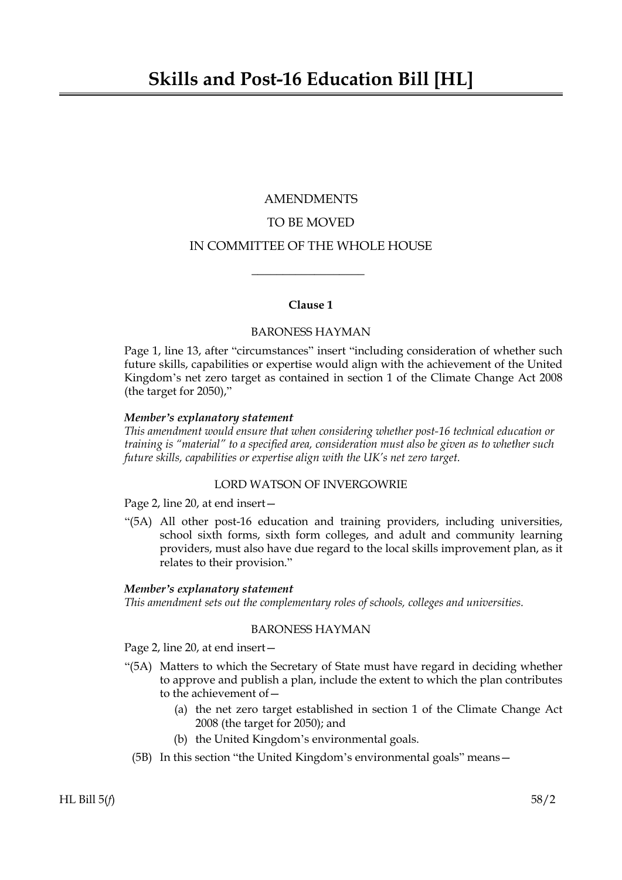# Skills and Post-16 Education Bill [HL]

AMENDMENTS

TO BE MOVED

IN COMMITTEE OF THE WHOLE HOUSE

---

**Clause 1**

BARONESS HAYMAN

Page 1, line 13, after "circumstances" insert "including consideration of whether such future skills, capabilities or expertise would align with the achievement of the United Kingdom's net zero target as contained in section 1 of the Climate Change Act 2008 (the target for 2050),"

***Member's explanatory statement***

*This amendment would ensure that when considering whether post-16 technical education or training is "material" to a specified area, consideration must also be given as to whether such future skills, capabilities or expertise align with the UK's net zero target.*

LORD WATSON OF INVERGOWRIE

Page 2, line 20, at end insert—

"(5A) All other post-16 education and training providers, including universities, school sixth forms, sixth form colleges, and adult and community learning providers, must also have due regard to the local skills improvement plan, as it relates to their provision."

***Member's explanatory statement***

*This amendment sets out the complementary roles of schools, colleges and universities.*

BARONESS HAYMAN

Page 2, line 20, at end insert—

"(5A) Matters to which the Secretary of State must have regard in deciding whether to approve and publish a plan, include the extent to which the plan contributes to the achievement of—

(a) the net zero target established in section 1 of the Climate Change Act 2008 (the target for 2050); and

(b) the United Kingdom's environmental goals.

(5B) In this section "the United Kingdom's environmental goals" means—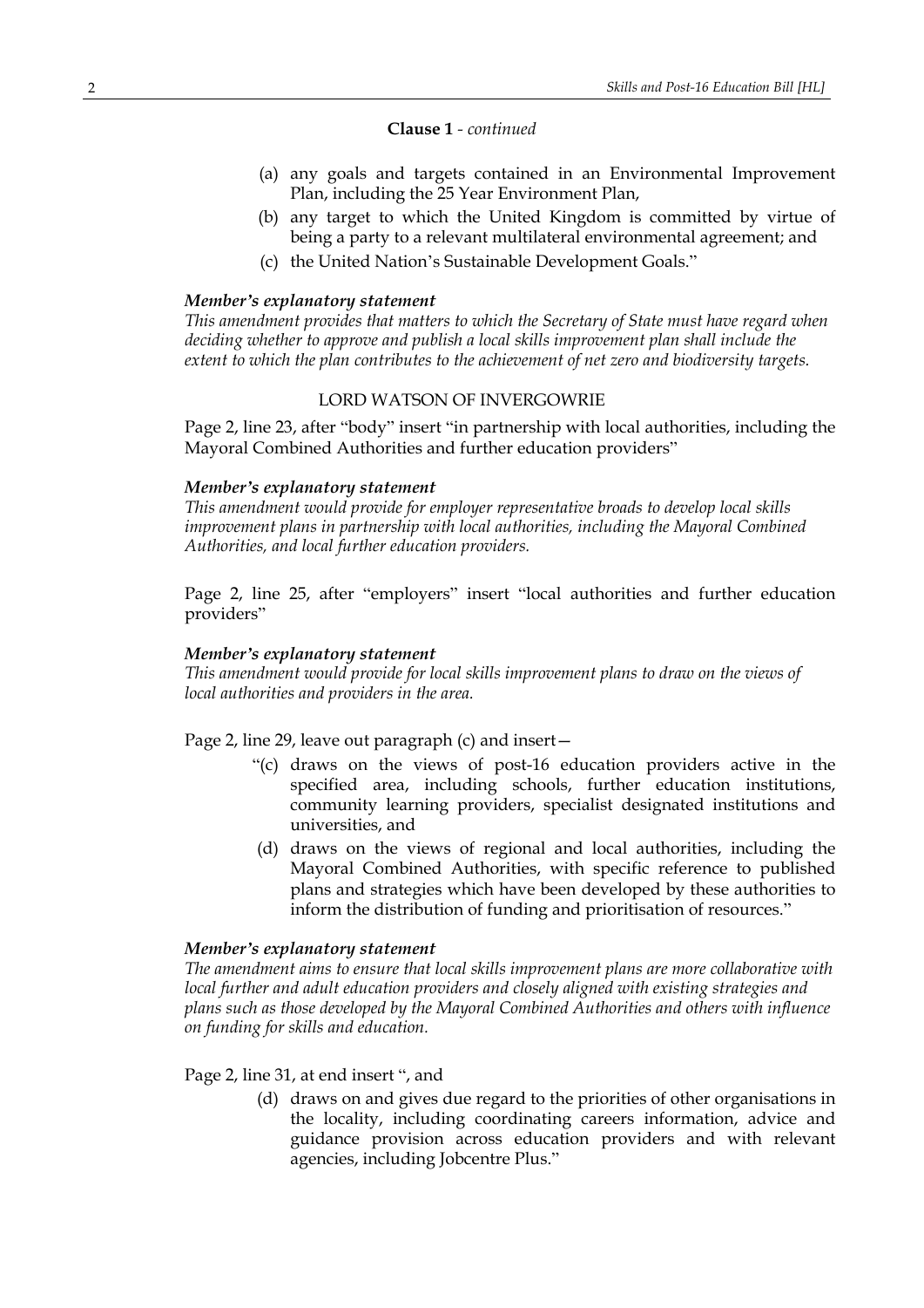**Clause 1** - *continued*

(a) any goals and targets contained in an Environmental Improvement Plan, including the 25 Year Environment Plan,

(b) any target to which the United Kingdom is committed by virtue of being a party to a relevant multilateral environmental agreement; and

(c) the United Nation's Sustainable Development Goals."

***Member's explanatory statement***

*This amendment provides that matters to which the Secretary of State must have regard when deciding whether to approve and publish a local skills improvement plan shall include the extent to which the plan contributes to the achievement of net zero and biodiversity targets.*

LORD WATSON OF INVERGOWRIE

Page 2, line 23, after "body" insert "in partnership with local authorities, including the Mayoral Combined Authorities and further education providers"

***Member's explanatory statement***

*This amendment would provide for employer representative broads to develop local skills improvement plans in partnership with local authorities, including the Mayoral Combined Authorities, and local further education providers.*

Page 2, line 25, after "employers" insert "local authorities and further education providers"

***Member's explanatory statement***

*This amendment would provide for local skills improvement plans to draw on the views of local authorities and providers in the area.*

Page 2, line 29, leave out paragraph (c) and insert—

"(c) draws on the views of post-16 education providers active in the specified area, including schools, further education institutions, community learning providers, specialist designated institutions and universities, and

(d) draws on the views of regional and local authorities, including the Mayoral Combined Authorities, with specific reference to published plans and strategies which have been developed by these authorities to inform the distribution of funding and prioritisation of resources."

***Member's explanatory statement***

*The amendment aims to ensure that local skills improvement plans are more collaborative with local further and adult education providers and closely aligned with existing strategies and plans such as those developed by the Mayoral Combined Authorities and others with influence on funding for skills and education.*

Page 2, line 31, at end insert ", and

(d) draws on and gives due regard to the priorities of other organisations in the locality, including coordinating careers information, advice and guidance provision across education providers and with relevant agencies, including Jobcentre Plus."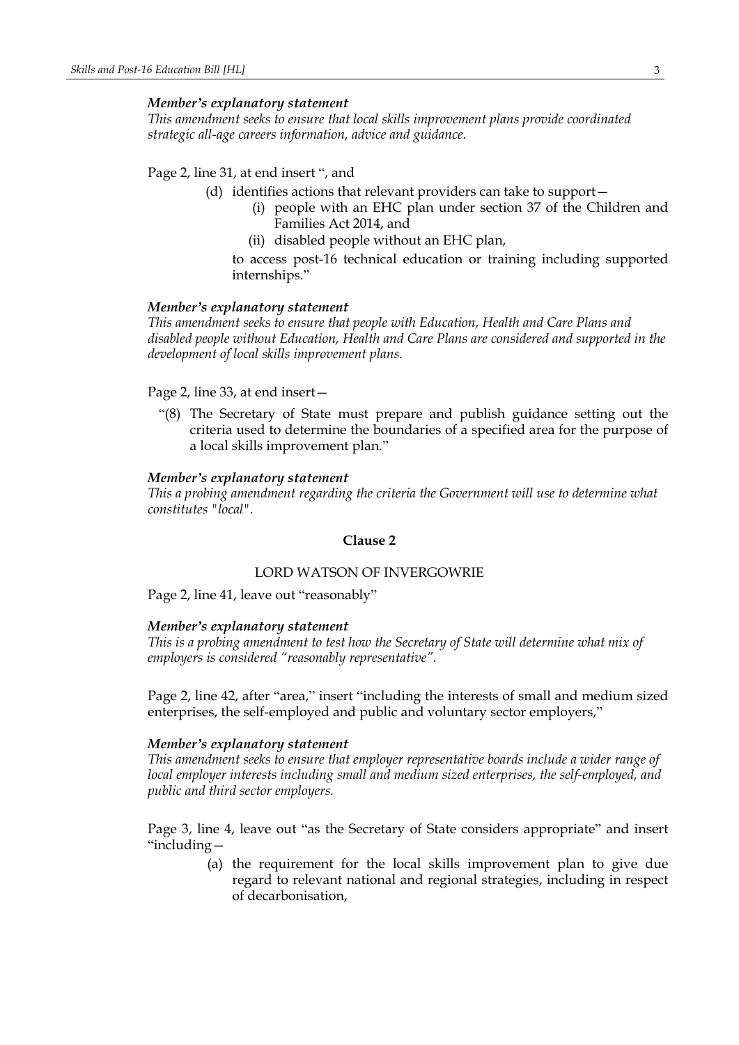***Member's explanatory statement***
*This amendment seeks to ensure that local skills improvement plans provide coordinated strategic all-age careers information, advice and guidance.*

Page 2, line 31, at end insert ", and

(d) identifies actions that relevant providers can take to support—

(i) people with an EHC plan under section 37 of the Children and Families Act 2014, and

(ii) disabled people without an EHC plan,

to access post-16 technical education or training including supported internships."

***Member's explanatory statement***
*This amendment seeks to ensure that people with Education, Health and Care Plans and disabled people without Education, Health and Care Plans are considered and supported in the development of local skills improvement plans.*

Page 2, line 33, at end insert—

"(8) The Secretary of State must prepare and publish guidance setting out the criteria used to determine the boundaries of a specified area for the purpose of a local skills improvement plan."

***Member's explanatory statement***
*This a probing amendment regarding the criteria the Government will use to determine what constitutes "local".*

**Clause 2**

LORD WATSON OF INVERGOWRIE

Page 2, line 41, leave out "reasonably"

***Member's explanatory statement***
*This is a probing amendment to test how the Secretary of State will determine what mix of employers is considered "reasonably representative".*

Page 2, line 42, after "area," insert "including the interests of small and medium sized enterprises, the self-employed and public and voluntary sector employers,"

***Member's explanatory statement***
*This amendment seeks to ensure that employer representative boards include a wider range of local employer interests including small and medium sized enterprises, the self-employed, and public and third sector employers.*

Page 3, line 4, leave out "as the Secretary of State considers appropriate" and insert "including—

(a) the requirement for the local skills improvement plan to give due regard to relevant national and regional strategies, including in respect of decarbonisation,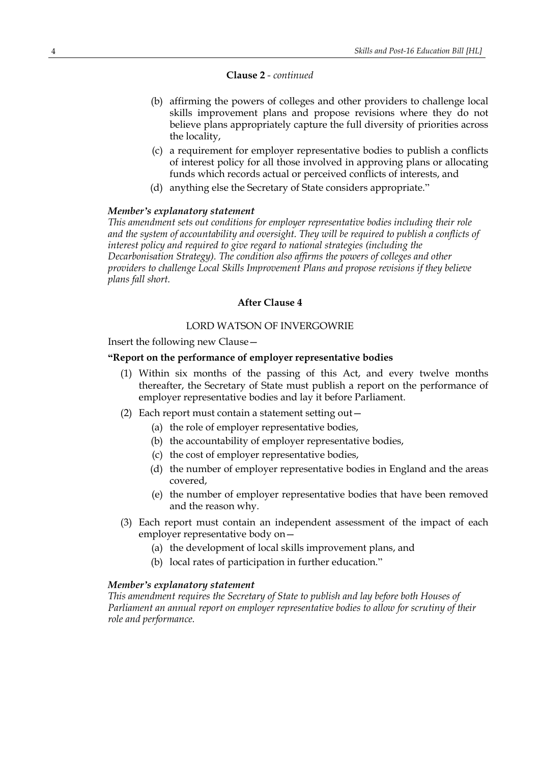**Clause 2** - *continued*

(b) affirming the powers of colleges and other providers to challenge local skills improvement plans and propose revisions where they do not believe plans appropriately capture the full diversity of priorities across the locality,

(c) a requirement for employer representative bodies to publish a conflicts of interest policy for all those involved in approving plans or allocating funds which records actual or perceived conflicts of interests, and

(d) anything else the Secretary of State considers appropriate."

***Member's explanatory statement***

*This amendment sets out conditions for employer representative bodies including their role and the system of accountability and oversight. They will be required to publish a conflicts of interest policy and required to give regard to national strategies (including the Decarbonisation Strategy). The condition also affirms the powers of colleges and other providers to challenge Local Skills Improvement Plans and propose revisions if they believe plans fall short.*

**After Clause 4**

LORD WATSON OF INVERGOWRIE

Insert the following new Clause—

**"Report on the performance of employer representative bodies**

(1) Within six months of the passing of this Act, and every twelve months thereafter, the Secretary of State must publish a report on the performance of employer representative bodies and lay it before Parliament.

(2) Each report must contain a statement setting out—

(a) the role of employer representative bodies,

(b) the accountability of employer representative bodies,

(c) the cost of employer representative bodies,

(d) the number of employer representative bodies in England and the areas covered,

(e) the number of employer representative bodies that have been removed and the reason why.

(3) Each report must contain an independent assessment of the impact of each employer representative body on—

(a) the development of local skills improvement plans, and

(b) local rates of participation in further education."

***Member's explanatory statement***

*This amendment requires the Secretary of State to publish and lay before both Houses of Parliament an annual report on employer representative bodies to allow for scrutiny of their role and performance.*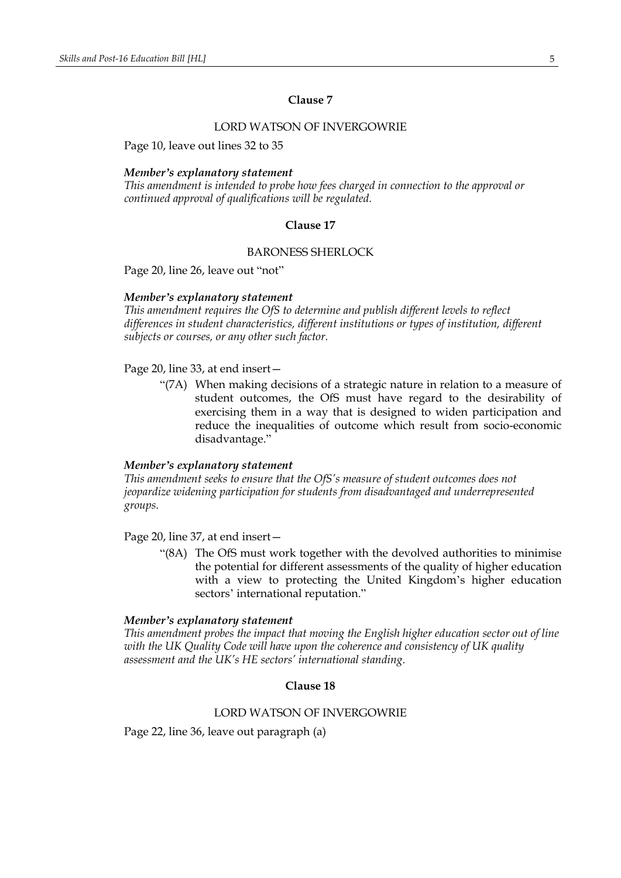### Clause 7

LORD WATSON OF INVERGOWRIE

Page 10, leave out lines 32 to 35

***Member's explanatory statement***

*This amendment is intended to probe how fees charged in connection to the approval or continued approval of qualifications will be regulated.*

### Clause 17

BARONESS SHERLOCK

Page 20, line 26, leave out "not"

***Member's explanatory statement***

*This amendment requires the OfS to determine and publish different levels to reflect differences in student characteristics, different institutions or types of institution, different subjects or courses, or any other such factor.*

Page 20, line 33, at end insert—

> "(7A) When making decisions of a strategic nature in relation to a measure of student outcomes, the OfS must have regard to the desirability of exercising them in a way that is designed to widen participation and reduce the inequalities of outcome which result from socio-economic disadvantage."

***Member's explanatory statement***

*This amendment seeks to ensure that the OfS's measure of student outcomes does not jeopardize widening participation for students from disadvantaged and underrepresented groups.*

Page 20, line 37, at end insert—

> "(8A) The OfS must work together with the devolved authorities to minimise the potential for different assessments of the quality of higher education with a view to protecting the United Kingdom's higher education sectors' international reputation."

***Member's explanatory statement***

*This amendment probes the impact that moving the English higher education sector out of line with the UK Quality Code will have upon the coherence and consistency of UK quality assessment and the UK's HE sectors' international standing.*

### Clause 18

LORD WATSON OF INVERGOWRIE

Page 22, line 36, leave out paragraph (a)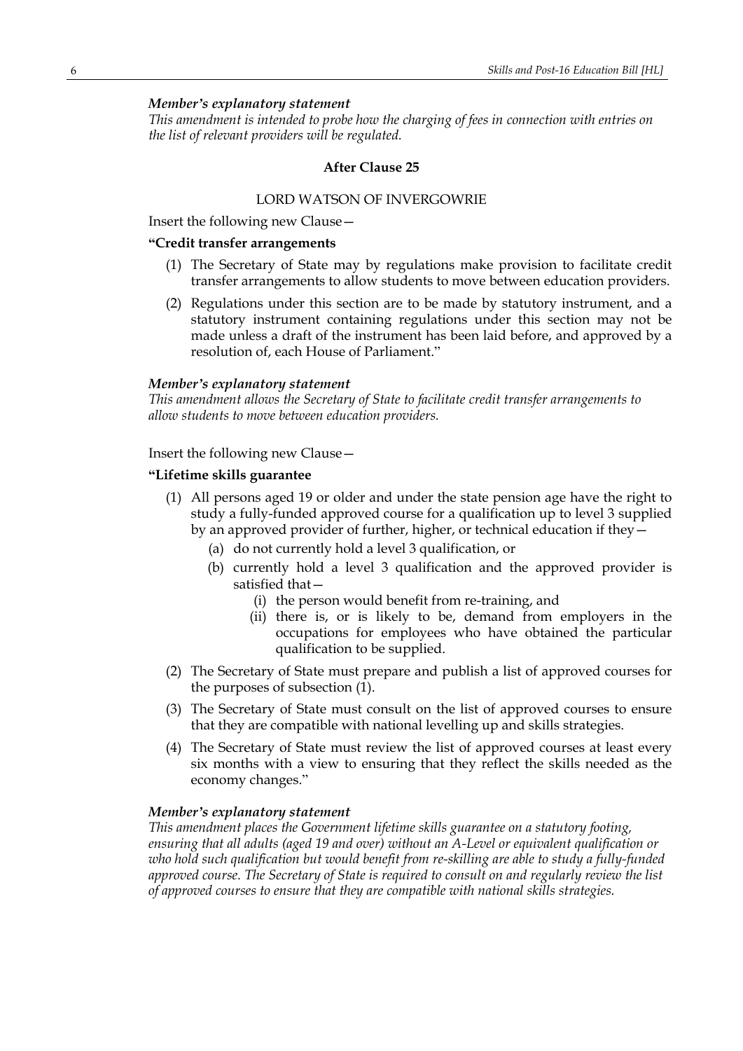***Member's explanatory statement***

*This amendment is intended to probe how the charging of fees in connection with entries on the list of relevant providers will be regulated.*

**After Clause 25**

LORD WATSON OF INVERGOWRIE

Insert the following new Clause—

**"Credit transfer arrangements**

(1) The Secretary of State may by regulations make provision to facilitate credit transfer arrangements to allow students to move between education providers.

(2) Regulations under this section are to be made by statutory instrument, and a statutory instrument containing regulations under this section may not be made unless a draft of the instrument has been laid before, and approved by a resolution of, each House of Parliament."

***Member's explanatory statement***

*This amendment allows the Secretary of State to facilitate credit transfer arrangements to allow students to move between education providers.*

Insert the following new Clause—

**"Lifetime skills guarantee**

(1) All persons aged 19 or older and under the state pension age have the right to study a fully-funded approved course for a qualification up to level 3 supplied by an approved provider of further, higher, or technical education if they—

  (a) do not currently hold a level 3 qualification, or

  (b) currently hold a level 3 qualification and the approved provider is satisfied that—

    (i) the person would benefit from re-training, and

    (ii) there is, or is likely to be, demand from employers in the occupations for employees who have obtained the particular qualification to be supplied.

(2) The Secretary of State must prepare and publish a list of approved courses for the purposes of subsection (1).

(3) The Secretary of State must consult on the list of approved courses to ensure that they are compatible with national levelling up and skills strategies.

(4) The Secretary of State must review the list of approved courses at least every six months with a view to ensuring that they reflect the skills needed as the economy changes."

***Member's explanatory statement***

*This amendment places the Government lifetime skills guarantee on a statutory footing, ensuring that all adults (aged 19 and over) without an A-Level or equivalent qualification or who hold such qualification but would benefit from re-skilling are able to study a fully-funded approved course. The Secretary of State is required to consult on and regularly review the list of approved courses to ensure that they are compatible with national skills strategies.*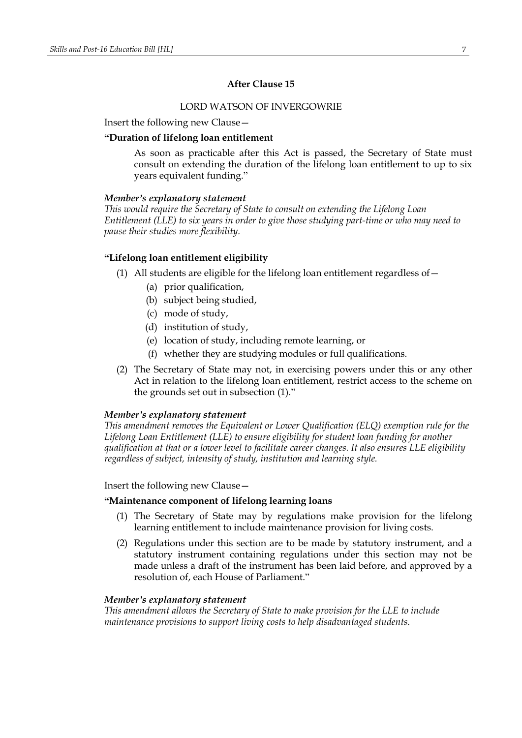**After Clause 15**

LORD WATSON OF INVERGOWRIE

Insert the following new Clause—

**"Duration of lifelong loan entitlement**

As soon as practicable after this Act is passed, the Secretary of State must consult on extending the duration of the lifelong loan entitlement to up to six years equivalent funding."

***Member's explanatory statement***

*This would require the Secretary of State to consult on extending the Lifelong Loan Entitlement (LLE) to six years in order to give those studying part-time or who may need to pause their studies more flexibility.*

**"Lifelong loan entitlement eligibility**

(1) All students are eligible for the lifelong loan entitlement regardless of—

(a) prior qualification,

(b) subject being studied,

(c) mode of study,

(d) institution of study,

(e) location of study, including remote learning, or

(f) whether they are studying modules or full qualifications.

(2) The Secretary of State may not, in exercising powers under this or any other Act in relation to the lifelong loan entitlement, restrict access to the scheme on the grounds set out in subsection (1)."

***Member's explanatory statement***

*This amendment removes the Equivalent or Lower Qualification (ELQ) exemption rule for the Lifelong Loan Entitlement (LLE) to ensure eligibility for student loan funding for another qualification at that or a lower level to facilitate career changes. It also ensures LLE eligibility regardless of subject, intensity of study, institution and learning style.*

Insert the following new Clause—

**"Maintenance component of lifelong learning loans**

(1) The Secretary of State may by regulations make provision for the lifelong learning entitlement to include maintenance provision for living costs.

(2) Regulations under this section are to be made by statutory instrument, and a statutory instrument containing regulations under this section may not be made unless a draft of the instrument has been laid before, and approved by a resolution of, each House of Parliament."

***Member's explanatory statement***

*This amendment allows the Secretary of State to make provision for the LLE to include maintenance provisions to support living costs to help disadvantaged students.*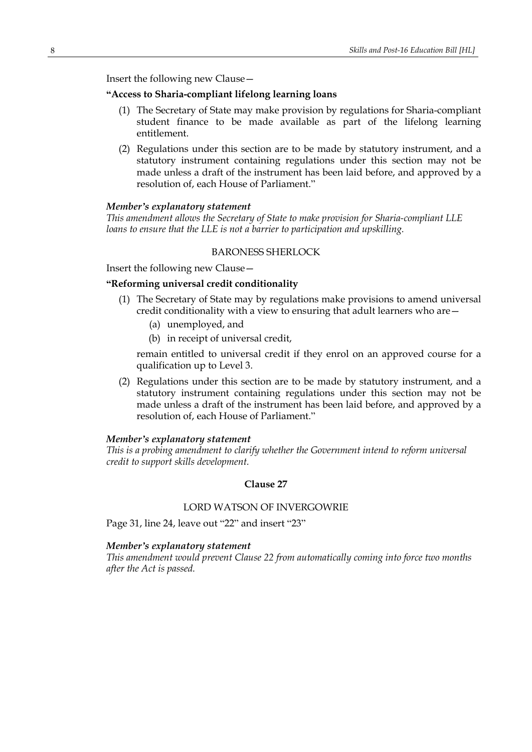Insert the following new Clause—

**"Access to Sharia-compliant lifelong learning loans**

(1) The Secretary of State may make provision by regulations for Sharia-compliant student finance to be made available as part of the lifelong learning entitlement.

(2) Regulations under this section are to be made by statutory instrument, and a statutory instrument containing regulations under this section may not be made unless a draft of the instrument has been laid before, and approved by a resolution of, each House of Parliament."

***Member's explanatory statement***
*This amendment allows the Secretary of State to make provision for Sharia-compliant LLE loans to ensure that the LLE is not a barrier to participation and upskilling.*

BARONESS SHERLOCK

Insert the following new Clause—

**"Reforming universal credit conditionality**

(1) The Secretary of State may by regulations make provisions to amend universal credit conditionality with a view to ensuring that adult learners who are—

(a) unemployed, and

(b) in receipt of universal credit,

remain entitled to universal credit if they enrol on an approved course for a qualification up to Level 3.

(2) Regulations under this section are to be made by statutory instrument, and a statutory instrument containing regulations under this section may not be made unless a draft of the instrument has been laid before, and approved by a resolution of, each House of Parliament."

***Member's explanatory statement***
*This is a probing amendment to clarify whether the Government intend to reform universal credit to support skills development.*

**Clause 27**

LORD WATSON OF INVERGOWRIE

Page 31, line 24, leave out "22" and insert "23"

***Member's explanatory statement***
*This amendment would prevent Clause 22 from automatically coming into force two months after the Act is passed.*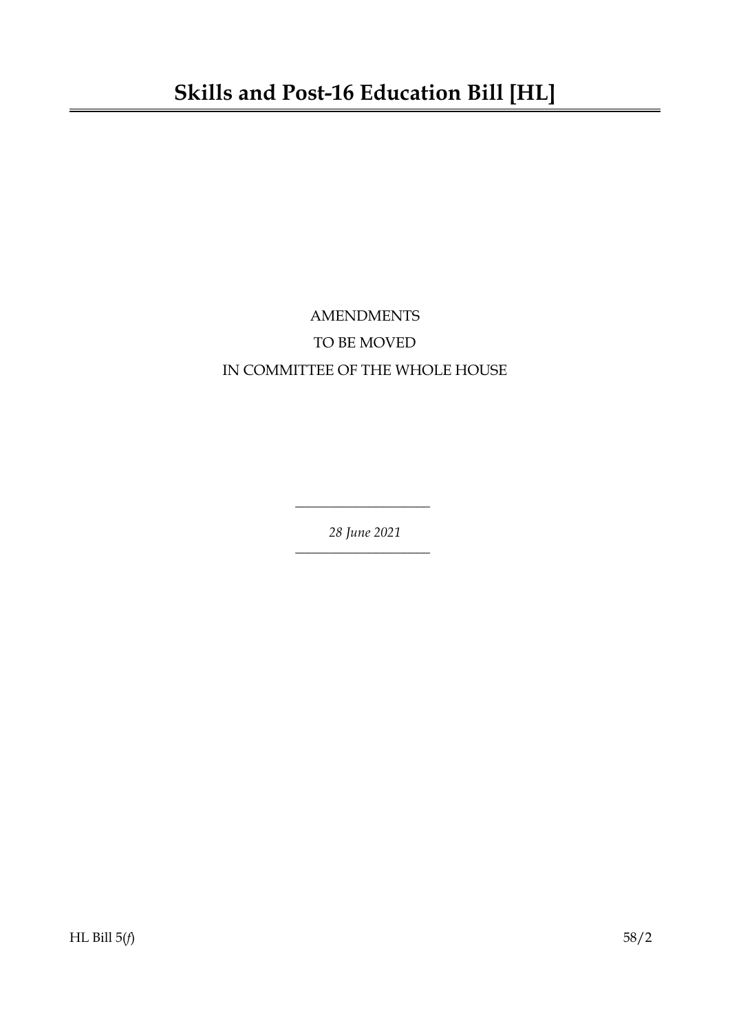# Skills and Post-16 Education Bill [HL]

AMENDMENTS

TO BE MOVED

IN COMMITTEE OF THE WHOLE HOUSE

---

*28 June 2021*

---

HL Bill 5(*f*)

58/2